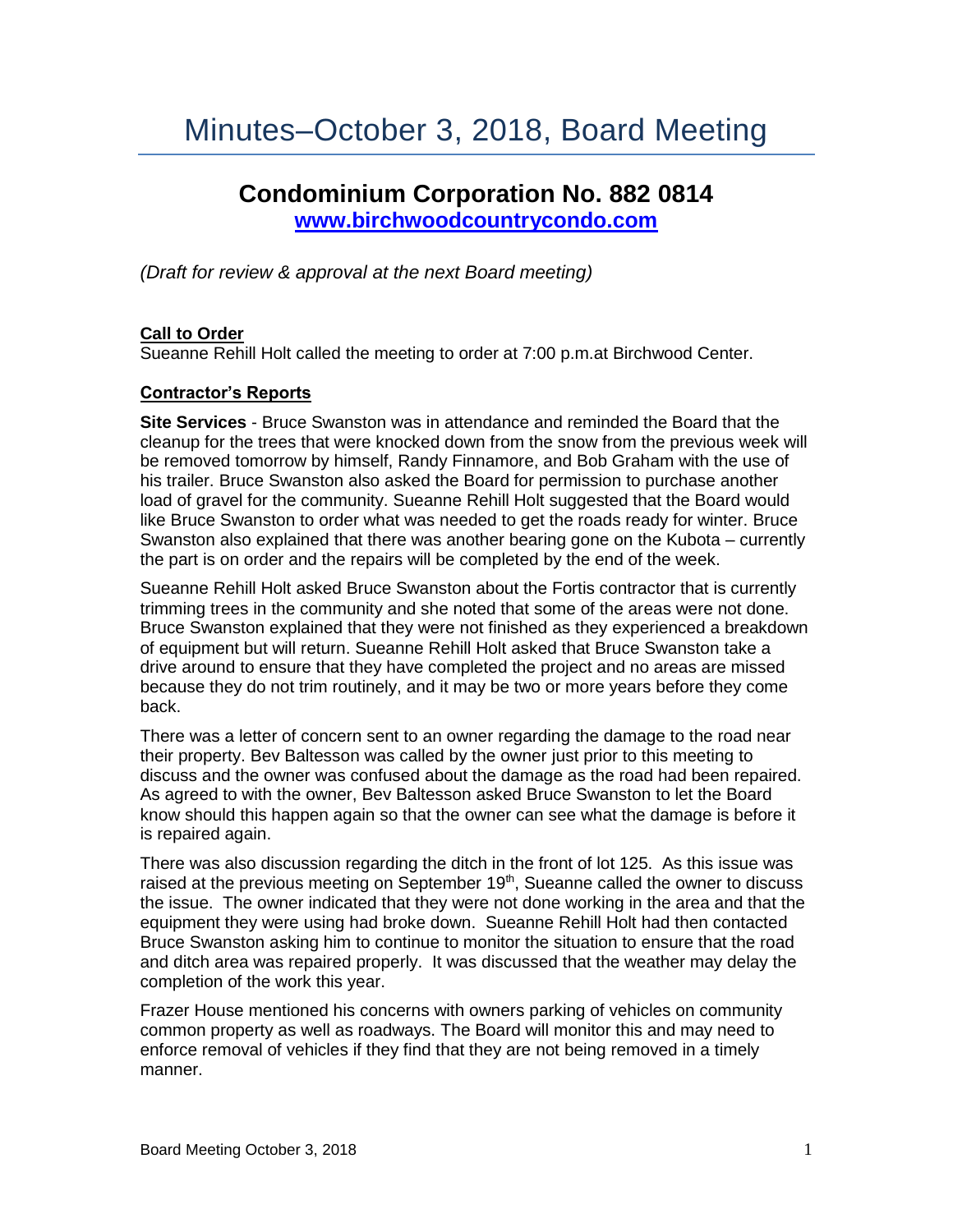# Minutes–October 3, 2018, Board Meeting

## Condominium Corporation No. 882 0814

**www.birchwoodcountrycondo.com**

*(Draft for review & approval at the next Board meeting)*

**Call to Order**

Sueanne Rehill Holt called the meeting to order at 7:00 p.m.at Birchwood Center.

**Contractor's Reports**

**Site Services** - Bruce Swanston was in attendance and reminded the Board that the cleanup for the trees that were knocked down from the snow from the previous week will be removed tomorrow by himself, Randy Finnamore, and Bob Graham with the use of his trailer. Bruce Swanston also asked the Board for permission to purchase another load of gravel for the community. Sueanne Rehill Holt suggested that the Board would like Bruce Swanston to order what was needed to get the roads ready for winter. Bruce Swanston also explained that there was another bearing gone on the Kubota – currently the part is on order and the repairs will be completed by the end of the week.

Sueanne Rehill Holt asked Bruce Swanston about the Fortis contractor that is currently trimming trees in the community and she noted that some of the areas were not done. Bruce Swanston explained that they were not finished as they experienced a breakdown of equipment but will return. Sueanne Rehill Holt asked that Bruce Swanston take a drive around to ensure that they have completed the project and no areas are missed because they do not trim routinely, and it may be two or more years before they come back.

There was a letter of concern sent to an owner regarding the damage to the road near their property. Bev Baltesson was called by the owner just prior to this meeting to discuss and the owner was confused about the damage as the road had been repaired. As agreed to with the owner, Bev Baltesson asked Bruce Swanston to let the Board know should this happen again so that the owner can see what the damage is before it is repaired again.

There was also discussion regarding the ditch in the front of lot 125. As this issue was raised at the previous meeting on September 19th, Sueanne called the owner to discuss the issue. The owner indicated that they were not done working in the area and that the equipment they were using had broke down. Sueanne Rehill Holt had then contacted Bruce Swanston asking him to continue to monitor the situation to ensure that the road and ditch area was repaired properly. It was discussed that the weather may delay the completion of the work this year.

Frazer House mentioned his concerns with owners parking of vehicles on community common property as well as roadways. The Board will monitor this and may need to enforce removal of vehicles if they find that they are not being removed in a timely manner.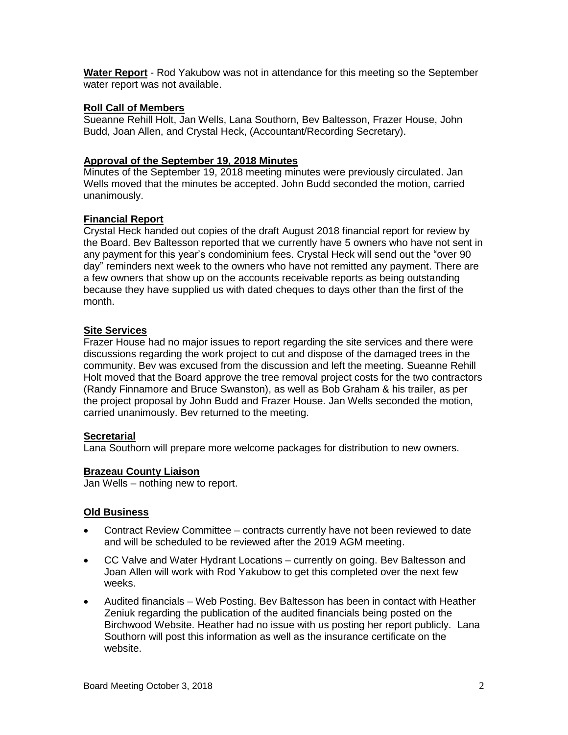**Water Report** - Rod Yakubow was not in attendance for this meeting so the September water report was not available.

**Roll Call of Members**

Sueanne Rehill Holt, Jan Wells, Lana Southorn, Bev Baltesson, Frazer House, John Budd, Joan Allen, and Crystal Heck, (Accountant/Recording Secretary).

**Approval of the September 19, 2018 Minutes**

Minutes of the September 19, 2018 meeting minutes were previously circulated. Jan Wells moved that the minutes be accepted. John Budd seconded the motion, carried unanimously.

**Financial Report**

Crystal Heck handed out copies of the draft August 2018 financial report for review by the Board. Bev Baltesson reported that we currently have 5 owners who have not sent in any payment for this year's condominium fees. Crystal Heck will send out the "over 90 day" reminders next week to the owners who have not remitted any payment. There are a few owners that show up on the accounts receivable reports as being outstanding because they have supplied us with dated cheques to days other than the first of the month.

**Site Services**

Frazer House had no major issues to report regarding the site services and there were discussions regarding the work project to cut and dispose of the damaged trees in the community. Bev was excused from the discussion and left the meeting. Sueanne Rehill Holt moved that the Board approve the tree removal project costs for the two contractors (Randy Finnamore and Bruce Swanston), as well as Bob Graham & his trailer, as per the project proposal by John Budd and Frazer House. Jan Wells seconded the motion, carried unanimously. Bev returned to the meeting.

**Secretarial**

Lana Southorn will prepare more welcome packages for distribution to new owners.

**Brazeau County Liaison**

Jan Wells – nothing new to report.

**Old Business**

- Contract Review Committee – contracts currently have not been reviewed to date and will be scheduled to be reviewed after the 2019 AGM meeting.
- CC Valve and Water Hydrant Locations – currently on going. Bev Baltesson and Joan Allen will work with Rod Yakubow to get this completed over the next few weeks.
- Audited financials – Web Posting. Bev Baltesson has been in contact with Heather Zeniuk regarding the publication of the audited financials being posted on the Birchwood Website. Heather had no issue with us posting her report publicly. Lana Southorn will post this information as well as the insurance certificate on the website.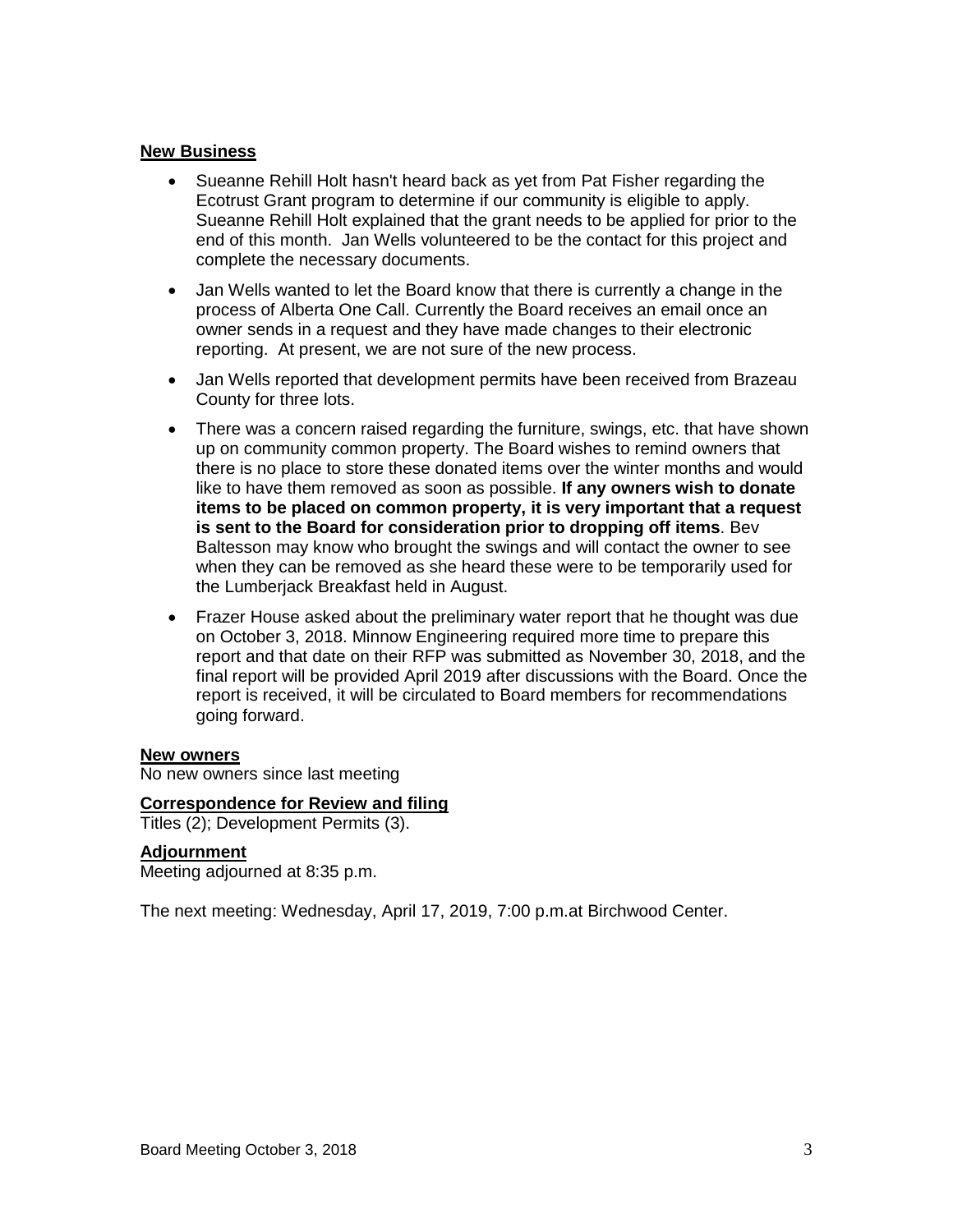**New Business**

- Sueanne Rehill Holt hasn't heard back as yet from Pat Fisher regarding the Ecotrust Grant program to determine if our community is eligible to apply. Sueanne Rehill Holt explained that the grant needs to be applied for prior to the end of this month. Jan Wells volunteered to be the contact for this project and complete the necessary documents.
- Jan Wells wanted to let the Board know that there is currently a change in the process of Alberta One Call. Currently the Board receives an email once an owner sends in a request and they have made changes to their electronic reporting. At present, we are not sure of the new process.
- Jan Wells reported that development permits have been received from Brazeau County for three lots.
- There was a concern raised regarding the furniture, swings, etc. that have shown up on community common property. The Board wishes to remind owners that there is no place to store these donated items over the winter months and would like to have them removed as soon as possible. **If any owners wish to donate items to be placed on common property, it is very important that a request is sent to the Board for consideration prior to dropping off items**. Bev Baltesson may know who brought the swings and will contact the owner to see when they can be removed as she heard these were to be temporarily used for the Lumberjack Breakfast held in August.
- Frazer House asked about the preliminary water report that he thought was due on October 3, 2018. Minnow Engineering required more time to prepare this report and that date on their RFP was submitted as November 30, 2018, and the final report will be provided April 2019 after discussions with the Board. Once the report is received, it will be circulated to Board members for recommendations going forward.

**New owners**

No new owners since last meeting

**Correspondence for Review and filing**

Titles (2); Development Permits (3).

**Adjournment**

Meeting adjourned at 8:35 p.m.

The next meeting: Wednesday, April 17, 2019, 7:00 p.m.at Birchwood Center.